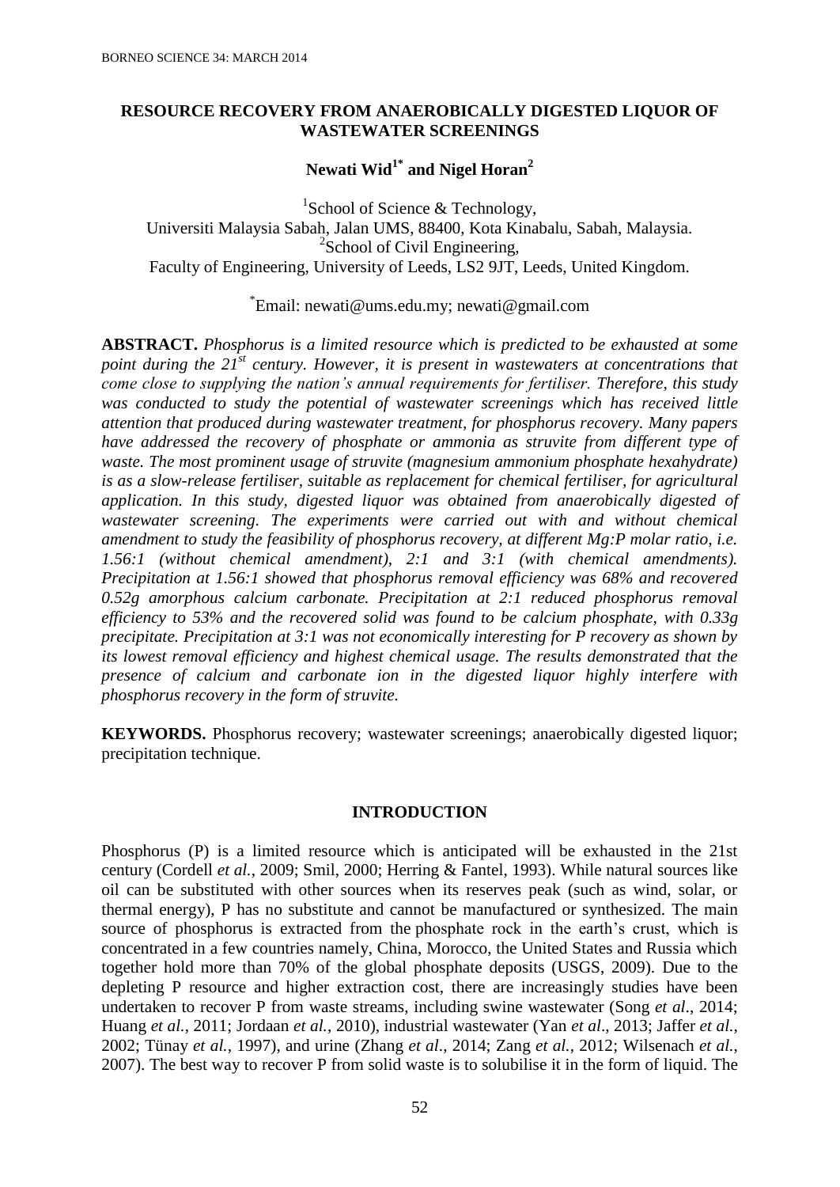# RESOURCE RECOVERY FROM ANAEROBICALLY DIGESTED LIQUOR OF WASTEWATER SCREENINGS

**Newati Wid[1*] and Nigel Horan[2]**

[1]School of Science & Technology,
Universiti Malaysia Sabah, Jalan UMS, 88400, Kota Kinabalu, Sabah, Malaysia.
[2]School of Civil Engineering,
Faculty of Engineering, University of Leeds, LS2 9JT, Leeds, United Kingdom.

[*]Email: newati@ums.edu.my; newati@gmail.com

**ABSTRACT.** *Phosphorus is a limited resource which is predicted to be exhausted at some point during the 21$^{st}$ century. However, it is present in wastewaters at concentrations that come close to supplying the nation's annual requirements for fertiliser. Therefore, this study was conducted to study the potential of wastewater screenings which has received little attention that produced during wastewater treatment, for phosphorus recovery. Many papers have addressed the recovery of phosphate or ammonia as struvite from different type of waste. The most prominent usage of struvite (magnesium ammonium phosphate hexahydrate) is as a slow-release fertiliser, suitable as replacement for chemical fertiliser, for agricultural application. In this study, digested liquor was obtained from anaerobically digested of wastewater screening. The experiments were carried out with and without chemical amendment to study the feasibility of phosphorus recovery, at different Mg:P molar ratio, i.e. 1.56:1 (without chemical amendment), 2:1 and 3:1 (with chemical amendments). Precipitation at 1.56:1 showed that phosphorus removal efficiency was 68% and recovered 0.52g amorphous calcium carbonate. Precipitation at 2:1 reduced phosphorus removal efficiency to 53% and the recovered solid was found to be calcium phosphate, with 0.33g precipitate. Precipitation at 3:1 was not economically interesting for P recovery as shown by its lowest removal efficiency and highest chemical usage. The results demonstrated that the presence of calcium and carbonate ion in the digested liquor highly interfere with phosphorus recovery in the form of struvite.*

**KEYWORDS.** Phosphorus recovery; wastewater screenings; anaerobically digested liquor; precipitation technique.

## INTRODUCTION

Phosphorus (P) is a limited resource which is anticipated will be exhausted in the 21st century (Cordell *et al.*, 2009; Smil, 2000; Herring & Fantel, 1993). While natural sources like oil can be substituted with other sources when its reserves peak (such as wind, solar, or thermal energy), P has no substitute and cannot be manufactured or synthesized. The main source of phosphorus is extracted from the phosphate rock in the earth's crust, which is concentrated in a few countries namely, China, Morocco, the United States and Russia which together hold more than 70% of the global phosphate deposits (USGS, 2009). Due to the depleting P resource and higher extraction cost, there are increasingly studies have been undertaken to recover P from waste streams, including swine wastewater (Song *et al*., 2014; Huang *et al.*, 2011; Jordaan *et al.*, 2010), industrial wastewater (Yan *et al*., 2013; Jaffer *et al.*, 2002; Tünay *et al.*, 1997), and urine (Zhang *et al*., 2014; Zang *et al.*, 2012; Wilsenach *et al.*, 2007). The best way to recover P from solid waste is to solubilise it in the form of liquid. The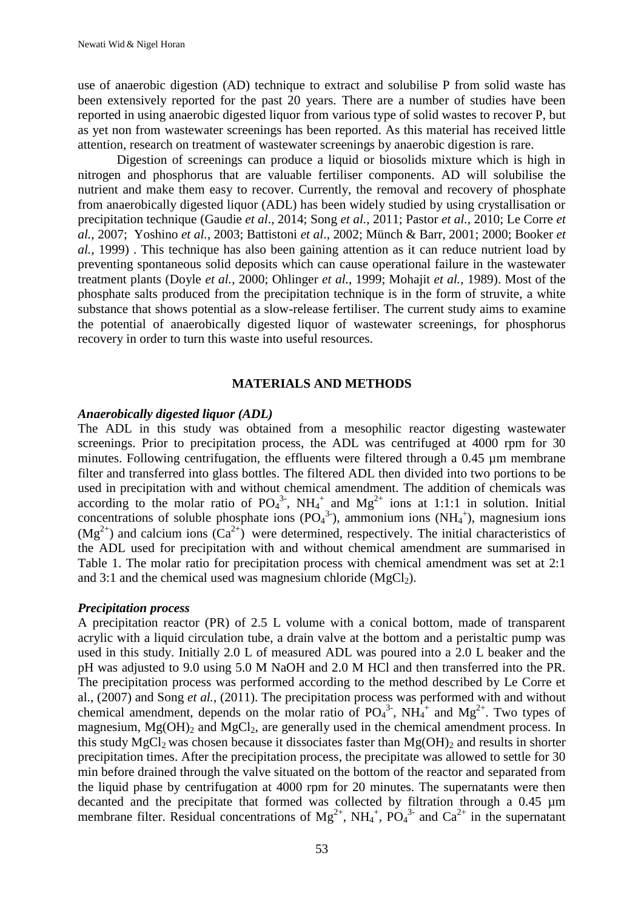use of anaerobic digestion (AD) technique to extract and solubilise P from solid waste has been extensively reported for the past 20 years. There are a number of studies have been reported in using anaerobic digested liquor from various type of solid wastes to recover P, but as yet non from wastewater screenings has been reported. As this material has received little attention, research on treatment of wastewater screenings by anaerobic digestion is rare.

Digestion of screenings can produce a liquid or biosolids mixture which is high in nitrogen and phosphorus that are valuable fertiliser components. AD will solubilise the nutrient and make them easy to recover. Currently, the removal and recovery of phosphate from anaerobically digested liquor (ADL) has been widely studied by using crystallisation or precipitation technique (Gaudie *et al*., 2014; Song *et al.*, 2011; Pastor *et al.*, 2010; Le Corre *et al.*, 2007; Yoshino *et al.*, 2003; Battistoni *et al*., 2002; Münch & Barr, 2001; 2000; Booker *et al.*, 1999) . This technique has also been gaining attention as it can reduce nutrient load by preventing spontaneous solid deposits which can cause operational failure in the wastewater treatment plants (Doyle *et al.*, 2000; Ohlinger *et al.*, 1999; Mohajit *et al.*, 1989). Most of the phosphate salts produced from the precipitation technique is in the form of struvite, a white substance that shows potential as a slow-release fertiliser. The current study aims to examine the potential of anaerobically digested liquor of wastewater screenings, for phosphorus recovery in order to turn this waste into useful resources.

## MATERIALS AND METHODS

### *Anaerobically digested liquor (ADL)*

The ADL in this study was obtained from a mesophilic reactor digesting wastewater screenings. Prior to precipitation process, the ADL was centrifuged at 4000 rpm for 30 minutes. Following centrifugation, the effluents were filtered through a 0.45 µm membrane filter and transferred into glass bottles. The filtered ADL then divided into two portions to be used in precipitation with and without chemical amendment. The addition of chemicals was according to the molar ratio of $PO_4^{3-}$, $NH_4^+$ and $Mg^{2+}$ ions at 1:1:1 in solution. Initial concentrations of soluble phosphate ions ($PO_4^{3-}$), ammonium ions ($NH_4^+$), magnesium ions ($Mg^{2+}$) and calcium ions ($Ca^{2+}$) were determined, respectively. The initial characteristics of the ADL used for precipitation with and without chemical amendment are summarised in Table 1. The molar ratio for precipitation process with chemical amendment was set at 2:1 and 3:1 and the chemical used was magnesium chloride ($MgCl_2$).

### *Precipitation process*

A precipitation reactor (PR) of 2.5 L volume with a conical bottom, made of transparent acrylic with a liquid circulation tube, a drain valve at the bottom and a peristaltic pump was used in this study. Initially 2.0 L of measured ADL was poured into a 2.0 L beaker and the pH was adjusted to 9.0 using 5.0 M NaOH and 2.0 M HCl and then transferred into the PR. The precipitation process was performed according to the method described by Le Corre et al., (2007) and Song *et al.*, (2011). The precipitation process was performed with and without chemical amendment, depends on the molar ratio of $PO_4^{3-}$, $NH_4^+$ and $Mg^{2+}$. Two types of magnesium, $Mg(OH)_2$ and $MgCl_2$, are generally used in the chemical amendment process. In this study $MgCl_2$ was chosen because it dissociates faster than $Mg(OH)_2$ and results in shorter precipitation times. After the precipitation process, the precipitate was allowed to settle for 30 min before drained through the valve situated on the bottom of the reactor and separated from the liquid phase by centrifugation at 4000 rpm for 20 minutes. The supernatants were then decanted and the precipitate that formed was collected by filtration through a 0.45 µm membrane filter. Residual concentrations of $Mg^{2+}$, $NH_4^+$, $PO_4^{3-}$ and $Ca^{2+}$ in the supernatant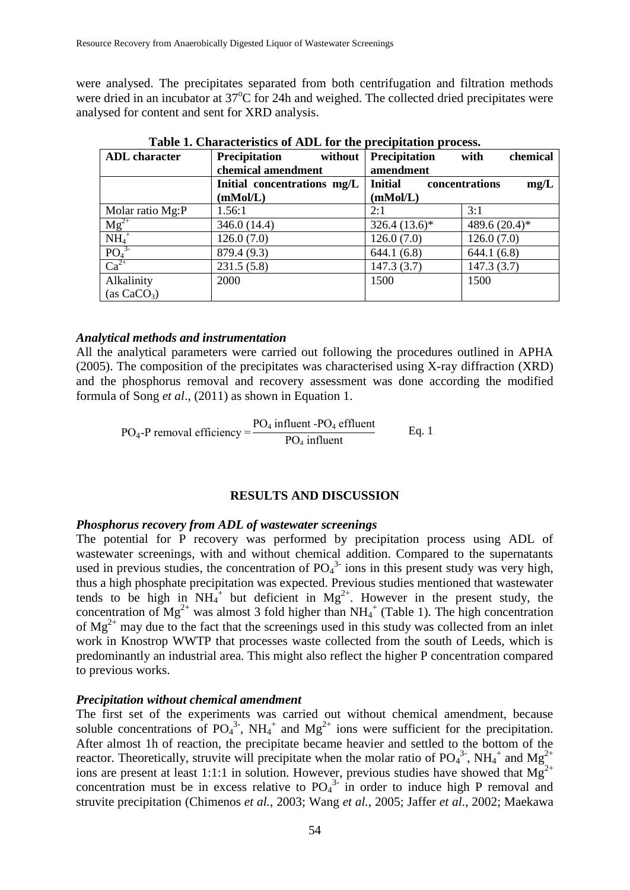were analysed. The precipitates separated from both centrifugation and filtration methods were dried in an incubator at 37$^{o}$C for 24h and weighed. The collected dried precipitates were analysed for content and sent for XRD analysis.

**Table 1. Characteristics of ADL for the precipitation process.**

| ADL character | Precipitation without chemical amendment | Precipitation with chemical amendment | |
|---|---|---|---|
| | **Initial concentrations mg/L (mMol/L)** | **Initial concentrations mg/L (mMol/L)** | |
| Molar ratio Mg:P | 1.56:1 | 2:1 | 3:1 |
| $Mg^{2+}$ | 346.0 (14.4) | 326.4 (13.6)* | 489.6 (20.4)* |
| $NH_4^+$ | 126.0 (7.0) | 126.0 (7.0) | 126.0 (7.0) |
| $PO_4^{3-}$ | 879.4 (9.3) | 644.1 (6.8) | 644.1 (6.8) |
| $Ca^{2+}$ | 231.5 (5.8) | 147.3 (3.7) | 147.3 (3.7) |
| Alkalinity (as $CaCO_3$) | 2000 | 1500 | 1500 |

### *Analytical methods and instrumentation*

All the analytical parameters were carried out following the procedures outlined in APHA (2005). The composition of the precipitates was characterised using X-ray diffraction (XRD) and the phosphorus removal and recovery assessment was done according the modified formula of Song *et al*., (2011) as shown in Equation 1.

$$PO_4\text{-P removal efficiency} = \frac{PO_4 \text{ influent} - PO_4 \text{ effluent}}{PO_4 \text{ influent}} \qquad \text{Eq. 1}$$

## RESULTS AND DISCUSSION

### *Phosphorus recovery from ADL of wastewater screenings*

The potential for P recovery was performed by precipitation process using ADL of wastewater screenings, with and without chemical addition. Compared to the supernatants used in previous studies, the concentration of $PO_4^{3-}$ ions in this present study was very high, thus a high phosphate precipitation was expected. Previous studies mentioned that wastewater tends to be high in $NH_4^+$ but deficient in $Mg^{2+}$. However in the present study, the concentration of $Mg^{2+}$ was almost 3 fold higher than $NH_4^+$ (Table 1). The high concentration of $Mg^{2+}$ may due to the fact that the screenings used in this study was collected from an inlet work in Knostrop WWTP that processes waste collected from the south of Leeds, which is predominantly an industrial area. This might also reflect the higher P concentration compared to previous works.

### *Precipitation without chemical amendment*

The first set of the experiments was carried out without chemical amendment, because soluble concentrations of $PO_4^{3-}$, $NH_4^+$ and $Mg^{2+}$ ions were sufficient for the precipitation. After almost 1h of reaction, the precipitate became heavier and settled to the bottom of the reactor. Theoretically, struvite will precipitate when the molar ratio of $PO_4^{3-}$, $NH_4^+$ and $Mg^{2+}$ ions are present at least 1:1:1 in solution. However, previous studies have showed that $Mg^{2+}$ concentration must be in excess relative to $PO_4^{3-}$ in order to induce high P removal and struvite precipitation (Chimenos *et al.*, 2003; Wang *et al.*, 2005; Jaffer *et al.*, 2002; Maekawa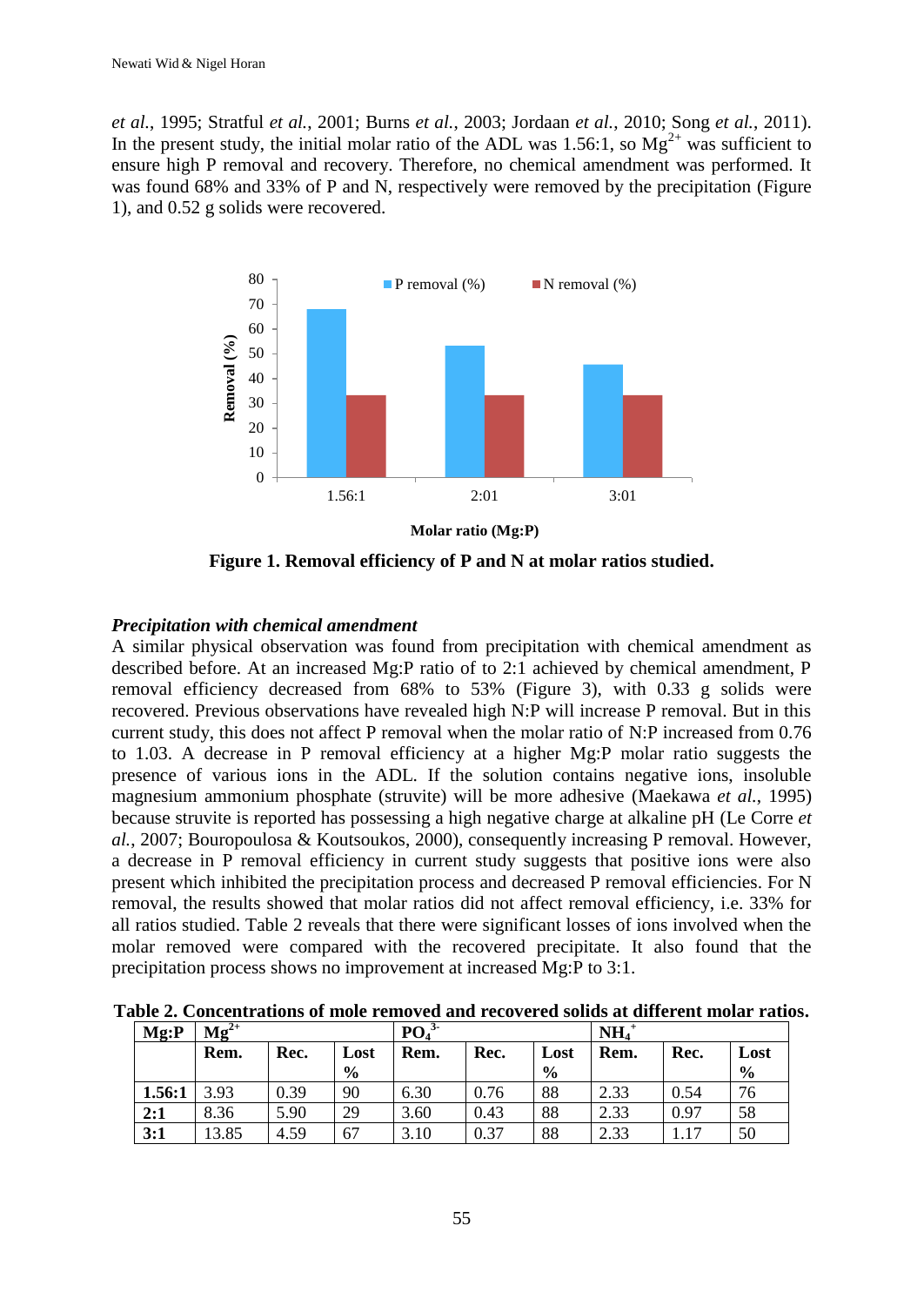*et al.*, 1995; Stratful *et al.*, 2001; Burns *et al.*, 2003; Jordaan *et al.*, 2010; Song *et al.*, 2011). In the present study, the initial molar ratio of the ADL was 1.56:1, so $Mg^{2+}$ was sufficient to ensure high P removal and recovery. Therefore, no chemical amendment was performed. It was found 68% and 33% of P and N, respectively were removed by the precipitation (Figure 1), and 0.52 g solids were recovered.

**Figure 1. Removal efficiency of P and N at molar ratios studied.**

### *Precipitation with chemical amendment*

A similar physical observation was found from precipitation with chemical amendment as described before. At an increased Mg:P ratio of to 2:1 achieved by chemical amendment, P removal efficiency decreased from 68% to 53% (Figure 3), with 0.33 g solids were recovered. Previous observations have revealed high N:P will increase P removal. But in this current study, this does not affect P removal when the molar ratio of N:P increased from 0.76 to 1.03. A decrease in P removal efficiency at a higher Mg:P molar ratio suggests the presence of various ions in the ADL. If the solution contains negative ions, insoluble magnesium ammonium phosphate (struvite) will be more adhesive (Maekawa *et al.*, 1995) because struvite is reported has possessing a high negative charge at alkaline pH (Le Corre *et al.*, 2007; Bouropoulosa & Koutsoukos, 2000), consequently increasing P removal. However, a decrease in P removal efficiency in current study suggests that positive ions were also present which inhibited the precipitation process and decreased P removal efficiencies. For N removal, the results showed that molar ratios did not affect removal efficiency, i.e. 33% for all ratios studied. Table 2 reveals that there were significant losses of ions involved when the molar removed were compared with the recovered precipitate. It also found that the precipitation process shows no improvement at increased Mg:P to 3:1.

**Table 2. Concentrations of mole removed and recovered solids at different molar ratios.**

| Mg:P | $Mg^{2+}$ | | | $PO_4^{3-}$ | | | $NH_4^+$ | | |
|---|---|---|---|---|---|---|---|---|---|
| | **Rem.** | **Rec.** | **Lost %** | **Rem.** | **Rec.** | **Lost %** | **Rem.** | **Rec.** | **Lost %** |
| **1.56:1** | 3.93 | 0.39 | 90 | 6.30 | 0.76 | 88 | 2.33 | 0.54 | 76 |
| **2:1** | 8.36 | 5.90 | 29 | 3.60 | 0.43 | 88 | 2.33 | 0.97 | 58 |
| **3:1** | 13.85 | 4.59 | 67 | 3.10 | 0.37 | 88 | 2.33 | 1.17 | 50 |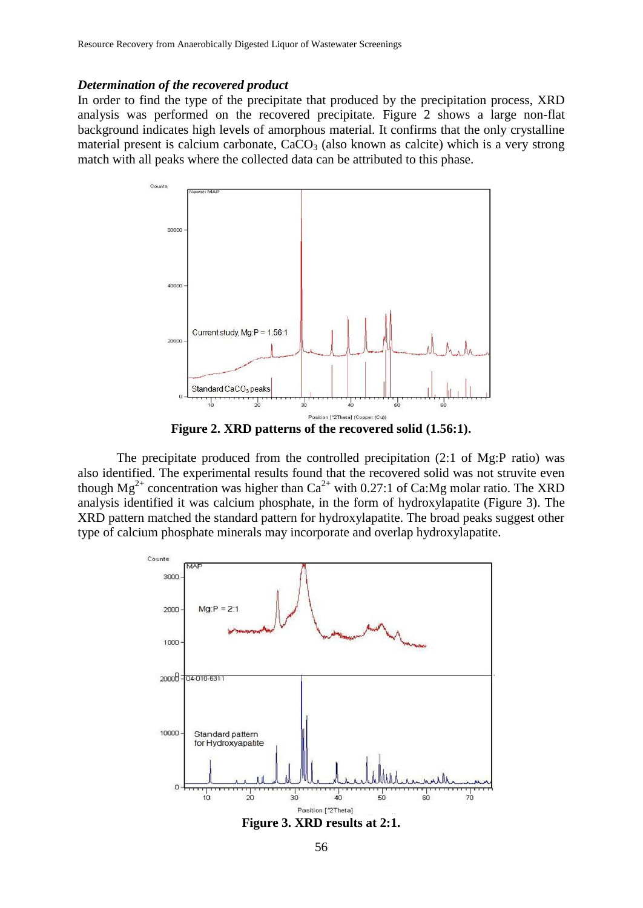### *Determination of the recovered product*

In order to find the type of the precipitate that produced by the precipitation process, XRD analysis was performed on the recovered precipitate. Figure 2 shows a large non-flat background indicates high levels of amorphous material. It confirms that the only crystalline material present is calcium carbonate, $CaCO_3$ (also known as calcite) which is a very strong match with all peaks where the collected data can be attributed to this phase.

**Figure 2. XRD patterns of the recovered solid (1.56:1).**

The precipitate produced from the controlled precipitation (2:1 of Mg:P ratio) was also identified. The experimental results found that the recovered solid was not struvite even though $Mg^{2+}$ concentration was higher than $Ca^{2+}$ with 0.27:1 of Ca:Mg molar ratio. The XRD analysis identified it was calcium phosphate, in the form of hydroxylapatite (Figure 3). The XRD pattern matched the standard pattern for hydroxylapatite. The broad peaks suggest other type of calcium phosphate minerals may incorporate and overlap hydroxylapatite.

**Figure 3. XRD results at 2:1.**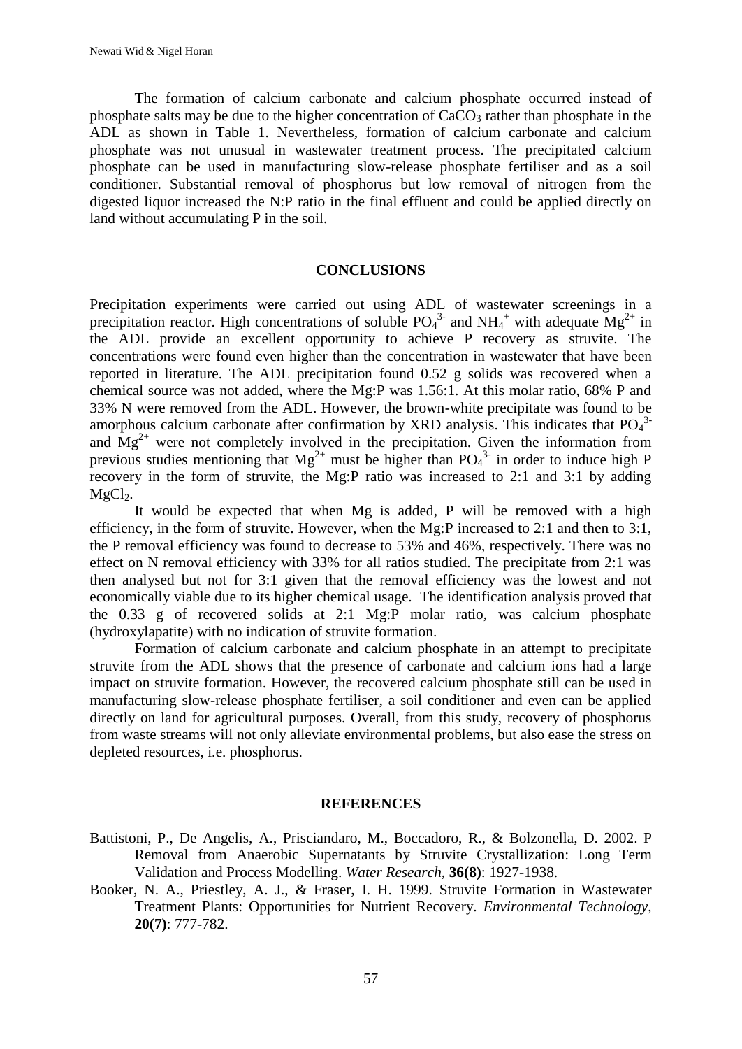The formation of calcium carbonate and calcium phosphate occurred instead of phosphate salts may be due to the higher concentration of $CaCO_3$ rather than phosphate in the ADL as shown in Table 1. Nevertheless, formation of calcium carbonate and calcium phosphate was not unusual in wastewater treatment process. The precipitated calcium phosphate can be used in manufacturing slow-release phosphate fertiliser and as a soil conditioner. Substantial removal of phosphorus but low removal of nitrogen from the digested liquor increased the N:P ratio in the final effluent and could be applied directly on land without accumulating P in the soil.

## CONCLUSIONS

Precipitation experiments were carried out using ADL of wastewater screenings in a precipitation reactor. High concentrations of soluble $PO_4^{3-}$ and $NH_4^+$ with adequate $Mg^{2+}$ in the ADL provide an excellent opportunity to achieve P recovery as struvite. The concentrations were found even higher than the concentration in wastewater that have been reported in literature. The ADL precipitation found 0.52 g solids was recovered when a chemical source was not added, where the Mg:P was 1.56:1. At this molar ratio, 68% P and 33% N were removed from the ADL. However, the brown-white precipitate was found to be amorphous calcium carbonate after confirmation by XRD analysis. This indicates that $PO_4^{3-}$ and $Mg^{2+}$ were not completely involved in the precipitation. Given the information from previous studies mentioning that $Mg^{2+}$ must be higher than $PO_4^{3-}$ in order to induce high P recovery in the form of struvite, the Mg:P ratio was increased to 2:1 and 3:1 by adding $MgCl_2$.

It would be expected that when Mg is added, P will be removed with a high efficiency, in the form of struvite. However, when the Mg:P increased to 2:1 and then to 3:1, the P removal efficiency was found to decrease to 53% and 46%, respectively. There was no effect on N removal efficiency with 33% for all ratios studied. The precipitate from 2:1 was then analysed but not for 3:1 given that the removal efficiency was the lowest and not economically viable due to its higher chemical usage. The identification analysis proved that the 0.33 g of recovered solids at 2:1 Mg:P molar ratio, was calcium phosphate (hydroxylapatite) with no indication of struvite formation.

Formation of calcium carbonate and calcium phosphate in an attempt to precipitate struvite from the ADL shows that the presence of carbonate and calcium ions had a large impact on struvite formation. However, the recovered calcium phosphate still can be used in manufacturing slow-release phosphate fertiliser, a soil conditioner and even can be applied directly on land for agricultural purposes. Overall, from this study, recovery of phosphorus from waste streams will not only alleviate environmental problems, but also ease the stress on depleted resources, i.e. phosphorus.

## REFERENCES

Battistoni, P., De Angelis, A., Prisciandaro, M., Boccadoro, R., & Bolzonella, D. 2002. P Removal from Anaerobic Supernatants by Struvite Crystallization: Long Term Validation and Process Modelling. *Water Research*, **36(8)**: 1927-1938.

Booker, N. A., Priestley, A. J., & Fraser, I. H. 1999. Struvite Formation in Wastewater Treatment Plants: Opportunities for Nutrient Recovery. *Environmental Technology*, **20(7)**: 777-782.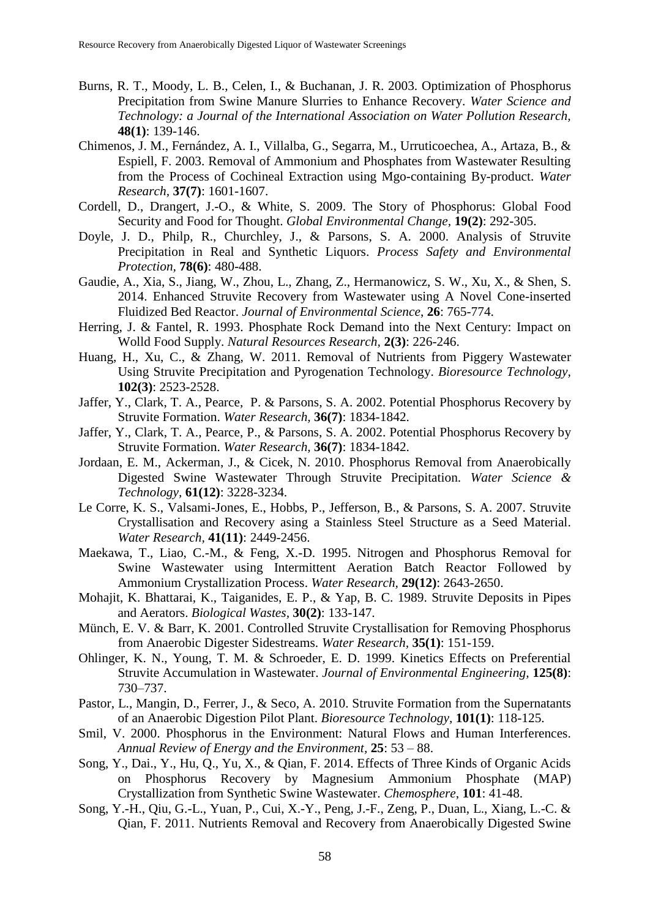Burns, R. T., Moody, L. B., Celen, I., & Buchanan, J. R. 2003. Optimization of Phosphorus Precipitation from Swine Manure Slurries to Enhance Recovery. *Water Science and Technology: a Journal of the International Association on Water Pollution Research,* **48(1)**: 139-146.

Chimenos, J. M., Fernández, A. I., Villalba, G., Segarra, M., Urruticoechea, A., Artaza, B., & Espiell, F. 2003. Removal of Ammonium and Phosphates from Wastewater Resulting from the Process of Cochineal Extraction using Mgo-containing By-product. *Water Research,* **37(7)**: 1601-1607.

Cordell, D., Drangert, J.-O., & White, S. 2009. The Story of Phosphorus: Global Food Security and Food for Thought. *Global Environmental Change,* **19(2)**: 292-305.

Doyle, J. D., Philp, R., Churchley, J., & Parsons, S. A. 2000. Analysis of Struvite Precipitation in Real and Synthetic Liquors. *Process Safety and Environmental Protection,* **78(6)**: 480-488.

Gaudie, A., Xia, S., Jiang, W., Zhou, L., Zhang, Z., Hermanowicz, S. W., Xu, X., & Shen, S. 2014. Enhanced Struvite Recovery from Wastewater using A Novel Cone-inserted Fluidized Bed Reactor. *Journal of Environmental Science*, **26**: 765-774.

Herring, J. & Fantel, R. 1993. Phosphate Rock Demand into the Next Century: Impact on Wolld Food Supply. *Natural Resources Research*, **2(3)**: 226-246.

Huang, H., Xu, C., & Zhang, W. 2011. Removal of Nutrients from Piggery Wastewater Using Struvite Precipitation and Pyrogenation Technology. *Bioresource Technology,* **102(3)**: 2523-2528.

Jaffer, Y., Clark, T. A., Pearce, P. & Parsons, S. A. 2002. Potential Phosphorus Recovery by Struvite Formation. *Water Research,* **36(7)**: 1834-1842.

Jaffer, Y., Clark, T. A., Pearce, P., & Parsons, S. A. 2002. Potential Phosphorus Recovery by Struvite Formation. *Water Research,* **36(7)**: 1834-1842.

Jordaan, E. M., Ackerman, J., & Cicek, N. 2010. Phosphorus Removal from Anaerobically Digested Swine Wastewater Through Struvite Precipitation. *Water Science & Technology*, **61(12)**: 3228-3234.

Le Corre, K. S., Valsami-Jones, E., Hobbs, P., Jefferson, B., & Parsons, S. A. 2007. Struvite Crystallisation and Recovery asing a Stainless Steel Structure as a Seed Material. *Water Research*, **41(11)**: 2449-2456.

Maekawa, T., Liao, C.-M., & Feng, X.-D. 1995. Nitrogen and Phosphorus Removal for Swine Wastewater using Intermittent Aeration Batch Reactor Followed by Ammonium Crystallization Process. *Water Research,* **29(12)**: 2643-2650.

Mohajit, K. Bhattarai, K., Taiganides, E. P., & Yap, B. C. 1989. Struvite Deposits in Pipes and Aerators. *Biological Wastes,* **30(2)**: 133-147.

Münch, E. V. & Barr, K. 2001. Controlled Struvite Crystallisation for Removing Phosphorus from Anaerobic Digester Sidestreams. *Water Research,* **35(1)**: 151-159.

Ohlinger, K. N., Young, T. M. & Schroeder, E. D. 1999. Kinetics Effects on Preferential Struvite Accumulation in Wastewater. *Journal of Environmental Engineering,* **125(8)**: 730–737.

Pastor, L., Mangin, D., Ferrer, J., & Seco, A. 2010. Struvite Formation from the Supernatants of an Anaerobic Digestion Pilot Plant. *Bioresource Technology,* **101(1)**: 118-125.

Smil, V. 2000. Phosphorus in the Environment: Natural Flows and Human Interferences. *Annual Review of Energy and the Environment,* **25**: 53 – 88.

Song, Y., Dai., Y., Hu, Q., Yu, X., & Qian, F. 2014. Effects of Three Kinds of Organic Acids on Phosphorus Recovery by Magnesium Ammonium Phosphate (MAP) Crystallization from Synthetic Swine Wastewater. *Chemosphere*, **101**: 41-48.

Song, Y.-H., Qiu, G.-L., Yuan, P., Cui, X.-Y., Peng, J.-F., Zeng, P., Duan, L., Xiang, L.-C. & Qian, F. 2011. Nutrients Removal and Recovery from Anaerobically Digested Swine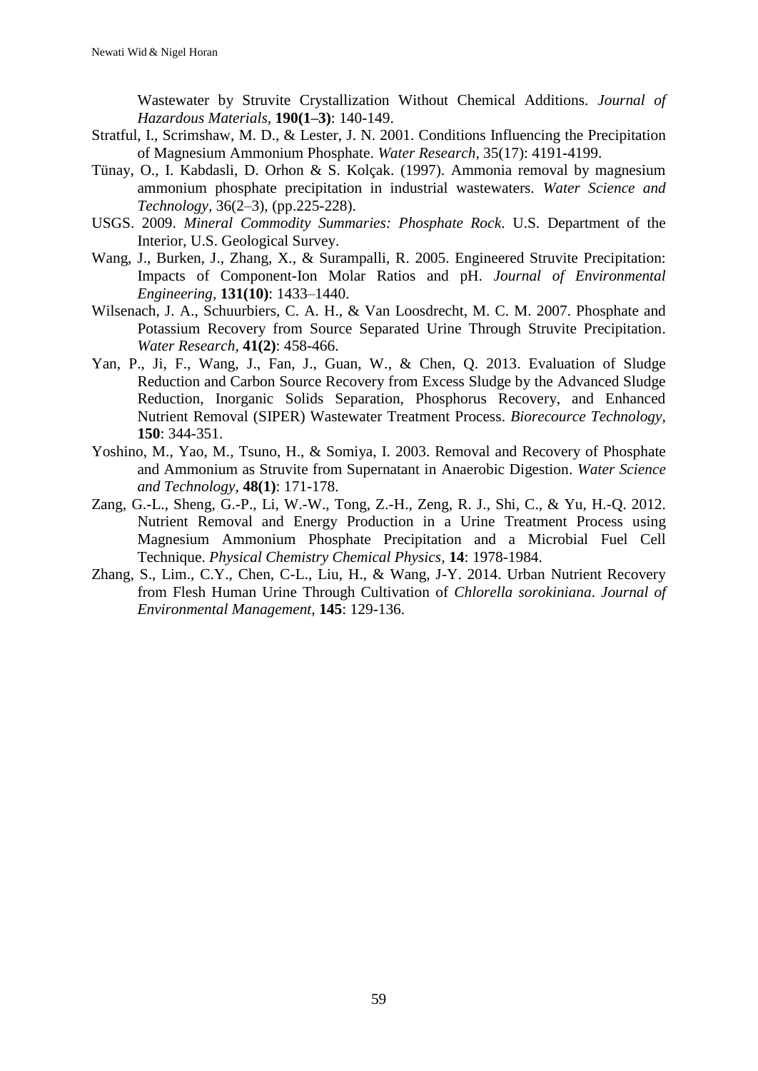Wastewater by Struvite Crystallization Without Chemical Additions. *Journal of Hazardous Materials*, **190(1–3)**: 140-149.

Stratful, I., Scrimshaw, M. D., & Lester, J. N. 2001. Conditions Influencing the Precipitation of Magnesium Ammonium Phosphate. *Water Research*, 35(17): 4191-4199.

Tünay, O., I. Kabdasli, D. Orhon & S. Kolçak. (1997). Ammonia removal by magnesium ammonium phosphate precipitation in industrial wastewaters. *Water Science and Technology*, 36(2–3), (pp.225-228).

USGS. 2009. *Mineral Commodity Summaries: Phosphate Rock*. U.S. Department of the Interior, U.S. Geological Survey.

Wang, J., Burken, J., Zhang, X., & Surampalli, R. 2005. Engineered Struvite Precipitation: Impacts of Component-Ion Molar Ratios and pH. *Journal of Environmental Engineering*, **131(10)**: 1433–1440.

Wilsenach, J. A., Schuurbiers, C. A. H., & Van Loosdrecht, M. C. M. 2007. Phosphate and Potassium Recovery from Source Separated Urine Through Struvite Precipitation. *Water Research*, **41(2)**: 458-466.

Yan, P., Ji, F., Wang, J., Fan, J., Guan, W., & Chen, Q. 2013. Evaluation of Sludge Reduction and Carbon Source Recovery from Excess Sludge by the Advanced Sludge Reduction, Inorganic Solids Separation, Phosphorus Recovery, and Enhanced Nutrient Removal (SIPER) Wastewater Treatment Process. *Biorecource Technology*, **150**: 344-351.

Yoshino, M., Yao, M., Tsuno, H., & Somiya, I. 2003. Removal and Recovery of Phosphate and Ammonium as Struvite from Supernatant in Anaerobic Digestion. *Water Science and Technology*, **48(1)**: 171-178.

Zang, G.-L., Sheng, G.-P., Li, W.-W., Tong, Z.-H., Zeng, R. J., Shi, C., & Yu, H.-Q. 2012. Nutrient Removal and Energy Production in a Urine Treatment Process using Magnesium Ammonium Phosphate Precipitation and a Microbial Fuel Cell Technique. *Physical Chemistry Chemical Physics*, **14**: 1978-1984.

Zhang, S., Lim., C.Y., Chen, C-L., Liu, H., & Wang, J-Y. 2014. Urban Nutrient Recovery from Flesh Human Urine Through Cultivation of *Chlorella sorokiniana*. *Journal of Environmental Management*, **145**: 129-136.